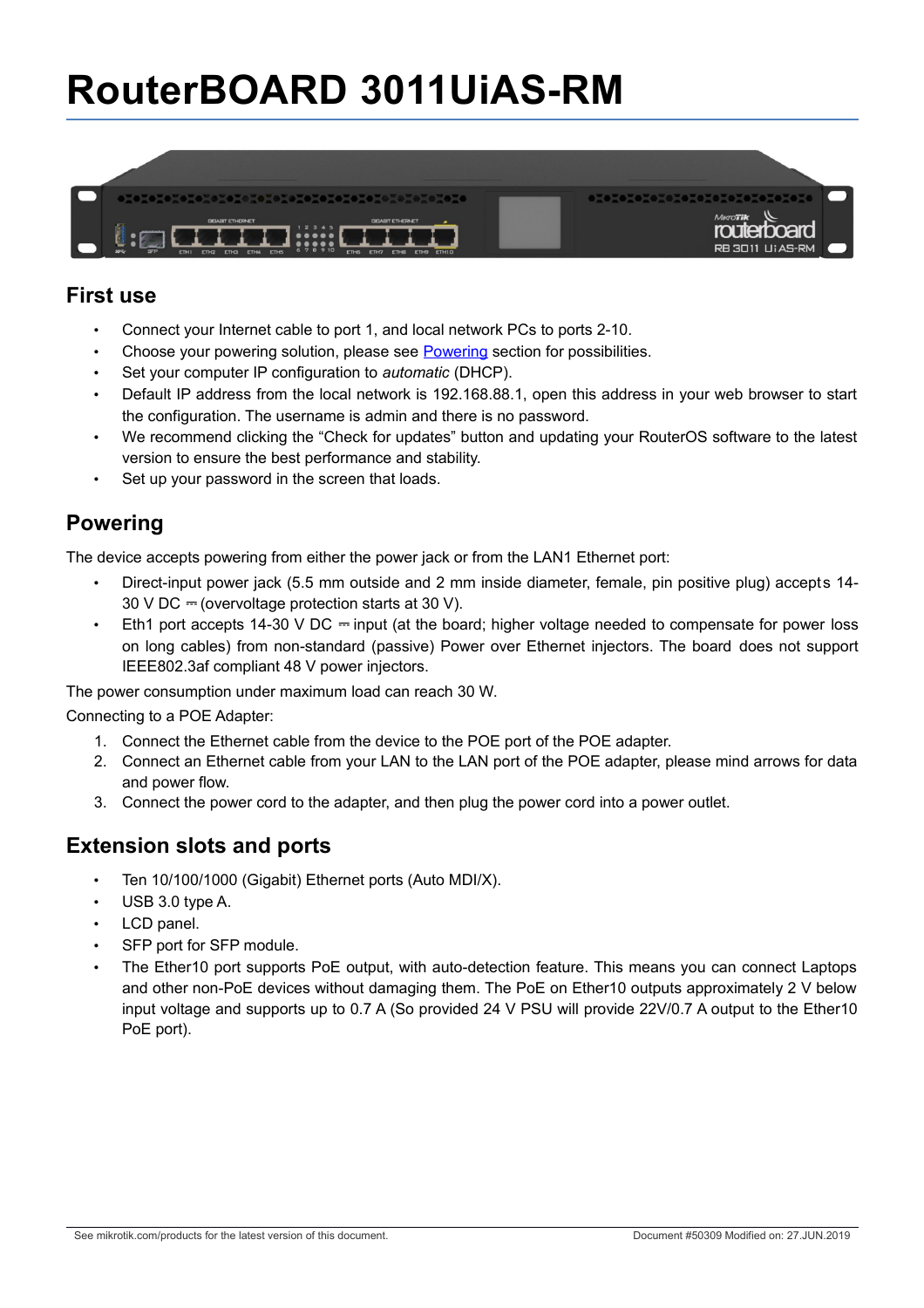# RouterBOARD 3011UiAS-RM

## First use

- Connect your Internet cable to port 1, and local network PCs to ports 2-10.
- Choose your powering solution, please see [Powering](#powering) section for possibilities.
- Set your computer IP configuration to *automatic* (DHCP).
- Default IP address from the local network is 192.168.88.1, open this address in your web browser to start the configuration. The username is admin and there is no password.
- We recommend clicking the “Check for updates” button and updating your RouterOS software to the latest version to ensure the best performance and stability.
- Set up your password in the screen that loads.

## Powering

The device accepts powering from either the power jack or from the LAN1 Ethernet port:

- Direct-input power jack (5.5 mm outside and 2 mm inside diameter, female, pin positive plug) accepts 14-30 V DC ⎓ (overvoltage protection starts at 30 V).
- Eth1 port accepts 14-30 V DC ⎓ input (at the board; higher voltage needed to compensate for power loss on long cables) from non-standard (passive) Power over Ethernet injectors. The board does not support IEEE802.3af compliant 48 V power injectors.

The power consumption under maximum load can reach 30 W.

Connecting to a POE Adapter:

1. Connect the Ethernet cable from the device to the POE port of the POE adapter.
2. Connect an Ethernet cable from your LAN to the LAN port of the POE adapter, please mind arrows for data and power flow.
3. Connect the power cord to the adapter, and then plug the power cord into a power outlet.

## Extension slots and ports

- Ten 10/100/1000 (Gigabit) Ethernet ports (Auto MDI/X).
- USB 3.0 type A.
- LCD panel.
- SFP port for SFP module.
- The Ether10 port supports PoE output, with auto-detection feature. This means you can connect Laptops and other non-PoE devices without damaging them. The PoE on Ether10 outputs approximately 2 V below input voltage and supports up to 0.7 A (So provided 24 V PSU will provide 22V/0.7 A output to the Ether10 PoE port).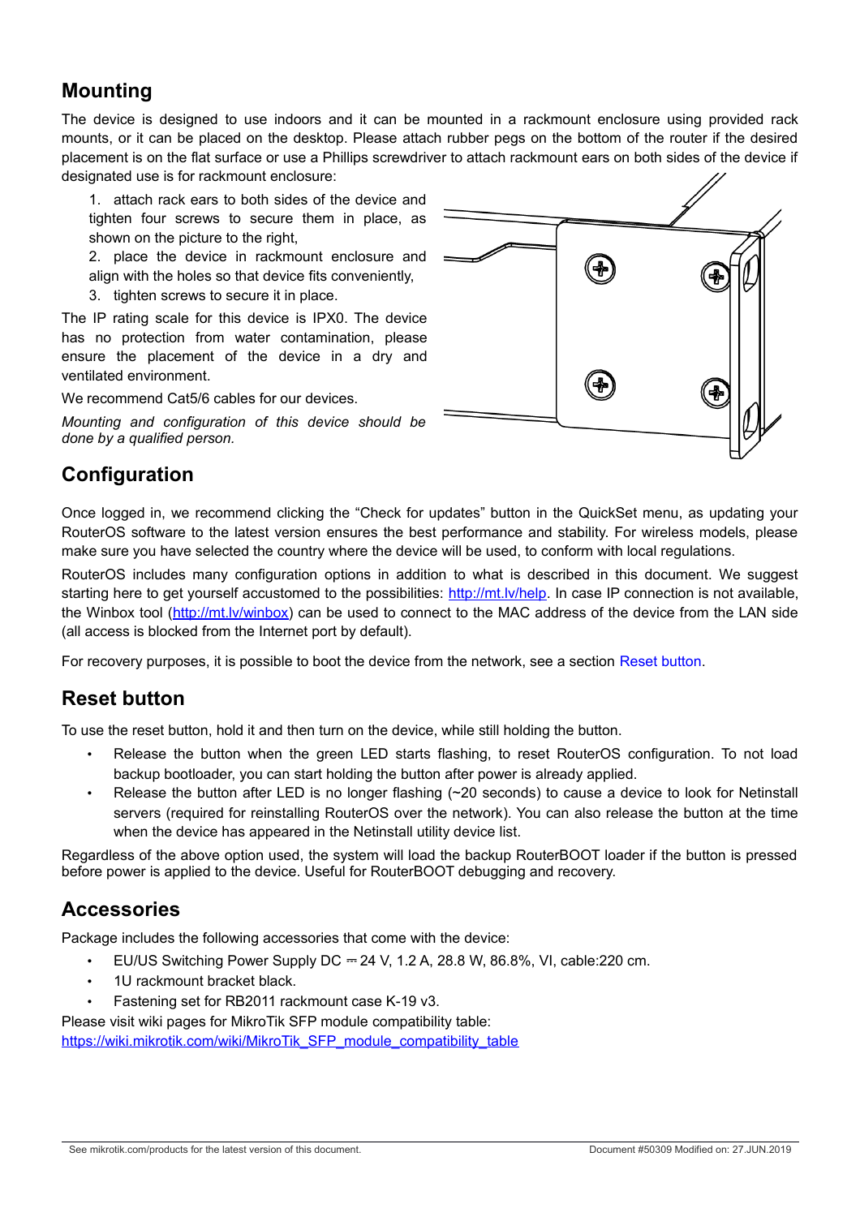## Mounting

The device is designed to use indoors and it can be mounted in a rackmount enclosure using provided rack mounts, or it can be placed on the desktop. Please attach rubber pegs on the bottom of the router if the desired placement is on the flat surface or use a Phillips screwdriver to attach rackmount ears on both sides of the device if designated use is for rackmount enclosure:

1. attach rack ears to both sides of the device and tighten four screws to secure them in place, as shown on the picture to the right,
2. place the device in rackmount enclosure and align with the holes so that device fits conveniently,
3. tighten screws to secure it in place.

The IP rating scale for this device is IPX0. The device has no protection from water contamination, please ensure the placement of the device in a dry and ventilated environment.

We recommend Cat5/6 cables for our devices.

*Mounting and configuration of this device should be done by a qualified person.*

## Configuration

Once logged in, we recommend clicking the "Check for updates" button in the QuickSet menu, as updating your RouterOS software to the latest version ensures the best performance and stability. For wireless models, please make sure you have selected the country where the device will be used, to conform with local regulations.

RouterOS includes many configuration options in addition to what is described in this document. We suggest starting here to get yourself accustomed to the possibilities: http://mt.lv/help. In case IP connection is not available, the Winbox tool (http://mt.lv/winbox) can be used to connect to the MAC address of the device from the LAN side (all access is blocked from the Internet port by default).

For recovery purposes, it is possible to boot the device from the network, see a section Reset button.

## Reset button

To use the reset button, hold it and then turn on the device, while still holding the button.

- Release the button when the green LED starts flashing, to reset RouterOS configuration. To not load backup bootloader, you can start holding the button after power is already applied.
- Release the button after LED is no longer flashing (~20 seconds) to cause a device to look for Netinstall servers (required for reinstalling RouterOS over the network). You can also release the button at the time when the device has appeared in the Netinstall utility device list.

Regardless of the above option used, the system will load the backup RouterBOOT loader if the button is pressed before power is applied to the device. Useful for RouterBOOT debugging and recovery.

## Accessories

Package includes the following accessories that come with the device:

- EU/US Switching Power Supply DC ⎓ 24 V, 1.2 A, 28.8 W, 86.8%, VI, cable:220 cm.
- 1U rackmount bracket black.
- Fastening set for RB2011 rackmount case K-19 v3.

Please visit wiki pages for MikroTik SFP module compatibility table:
https://wiki.mikrotik.com/wiki/MikroTik_SFP_module_compatibility_table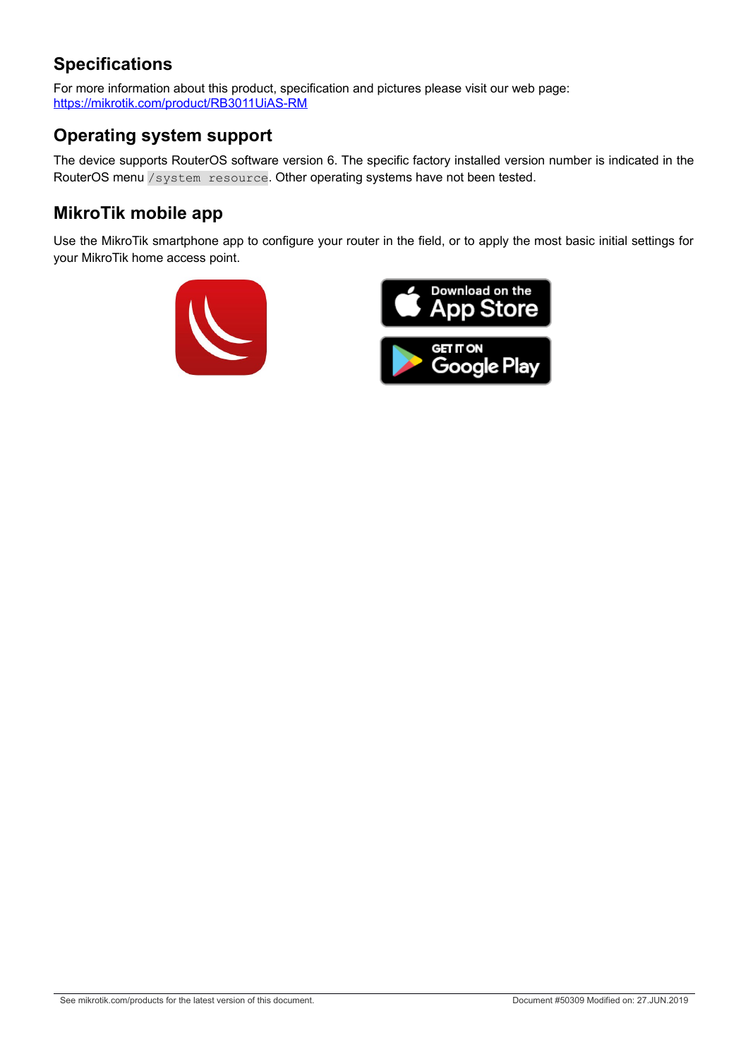## Specifications

For more information about this product, specification and pictures please visit our web page: https://mikrotik.com/product/RB3011UiAS-RM

## Operating system support

The device supports RouterOS software version 6. The specific factory installed version number is indicated in the RouterOS menu `/system resource`. Other operating systems have not been tested.

## MikroTik mobile app

Use the MikroTik smartphone app to configure your router in the field, or to apply the most basic initial settings for your MikroTik home access point.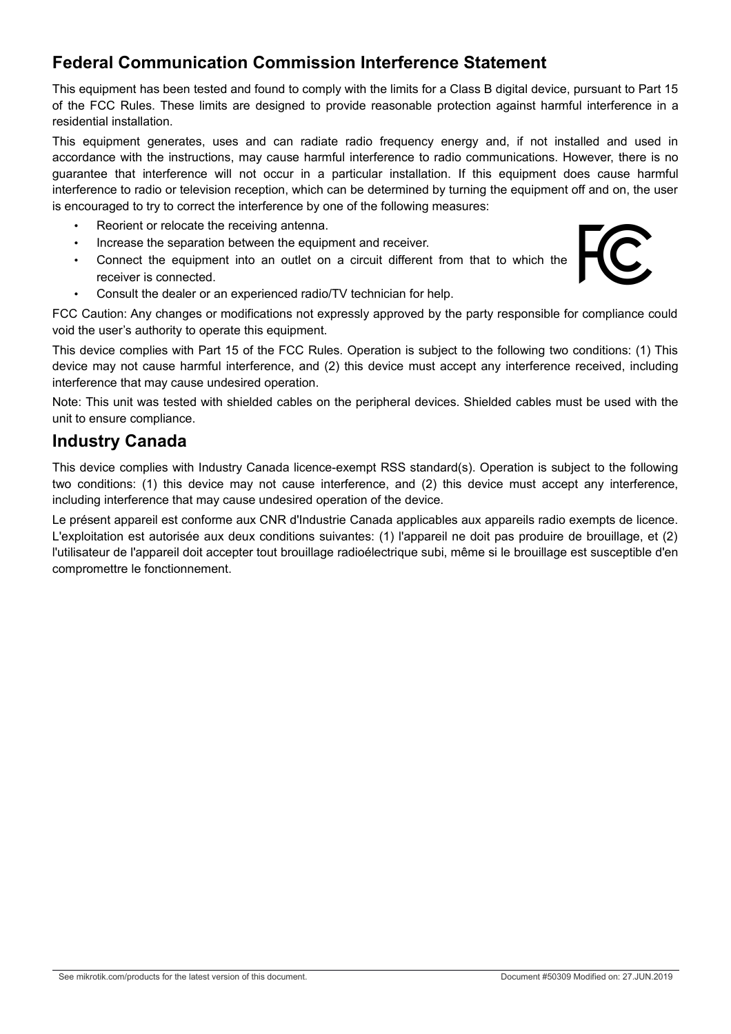## Federal Communication Commission Interference Statement

This equipment has been tested and found to comply with the limits for a Class B digital device, pursuant to Part 15 of the FCC Rules. These limits are designed to provide reasonable protection against harmful interference in a residential installation.

This equipment generates, uses and can radiate radio frequency energy and, if not installed and used in accordance with the instructions, may cause harmful interference to radio communications. However, there is no guarantee that interference will not occur in a particular installation. If this equipment does cause harmful interference to radio or television reception, which can be determined by turning the equipment off and on, the user is encouraged to try to correct the interference by one of the following measures:

- Reorient or relocate the receiving antenna.
- Increase the separation between the equipment and receiver.
- Connect the equipment into an outlet on a circuit different from that to which the receiver is connected.
- Consult the dealer or an experienced radio/TV technician for help.

FCC Caution: Any changes or modifications not expressly approved by the party responsible for compliance could void the user's authority to operate this equipment.

This device complies with Part 15 of the FCC Rules. Operation is subject to the following two conditions: (1) This device may not cause harmful interference, and (2) this device must accept any interference received, including interference that may cause undesired operation.

Note: This unit was tested with shielded cables on the peripheral devices. Shielded cables must be used with the unit to ensure compliance.

## Industry Canada

This device complies with Industry Canada licence-exempt RSS standard(s). Operation is subject to the following two conditions: (1) this device may not cause interference, and (2) this device must accept any interference, including interference that may cause undesired operation of the device.

Le présent appareil est conforme aux CNR d'Industrie Canada applicables aux appareils radio exempts de licence. L'exploitation est autorisée aux deux conditions suivantes: (1) l'appareil ne doit pas produire de brouillage, et (2) l'utilisateur de l'appareil doit accepter tout brouillage radioélectrique subi, même si le brouillage est susceptible d'en compromettre le fonctionnement.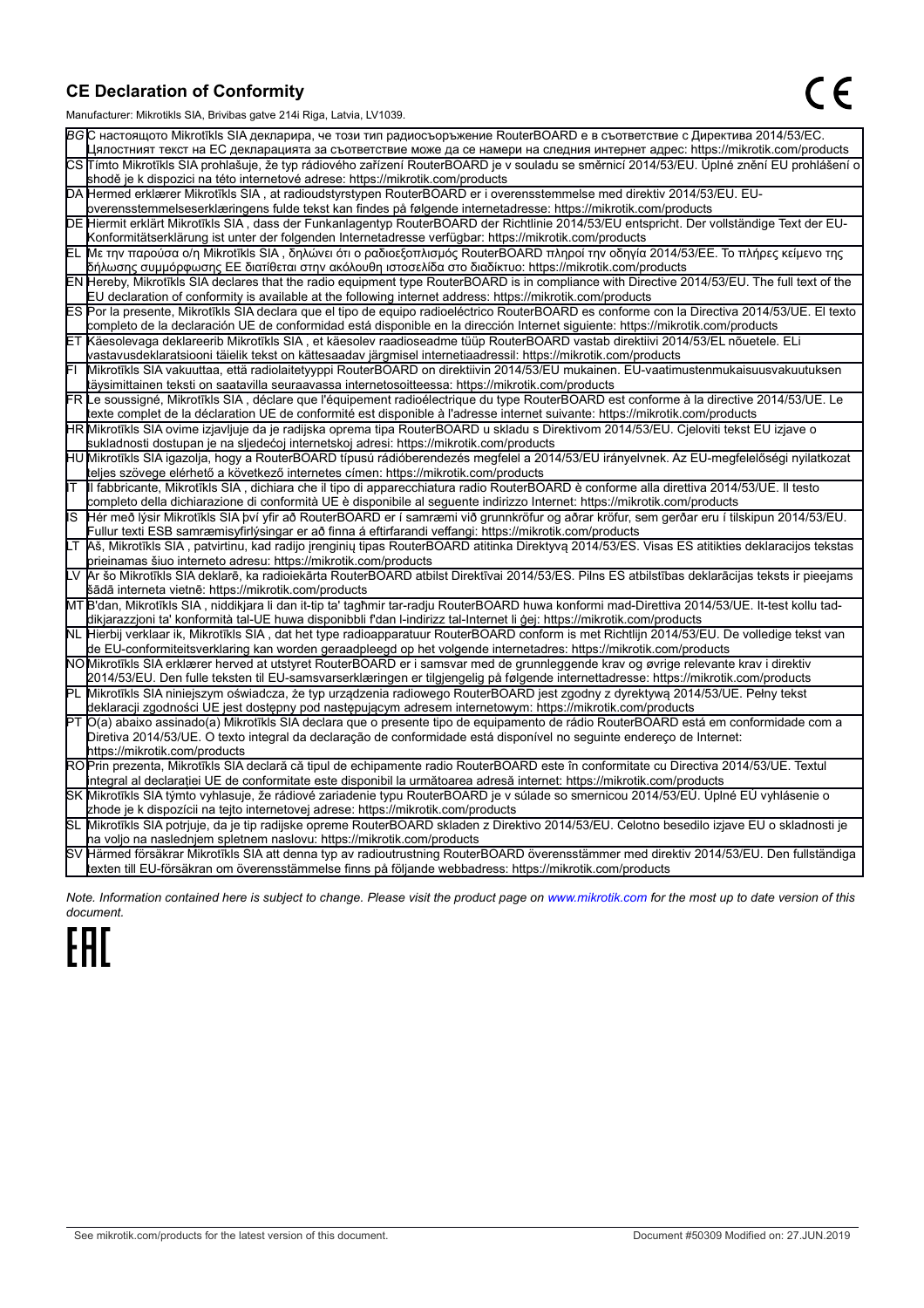## CE Declaration of Conformity

Manufacturer: Mikrotikls SIA, Brivibas gatve 214i Riga, Latvia, LV1039.

| | |
|---|---|
| BG | С настоящото Mikrotīkls SIA декларира, че този тип радиосъоръжение RouterBOARD е в съответствие с Директива 2014/53/ЕС. Цялостният текст на ЕС декларацията за съответствие може да се намери на следния интернет адрес: https://mikrotik.com/products |
| CS | Tímto Mikrotīkls SIA prohlašuje, že typ rádiového zařízení RouterBOARD je v souladu se směrnicí 2014/53/EU. Úplné znění EU prohlášení o shodě je k dispozici na této internetové adrese: https://mikrotik.com/products |
| DA | Hermed erklærer Mikrotīkls SIA , at radioudstyrstypen RouterBOARD er i overensstemmelse med direktiv 2014/53/EU. EU-overensstemmelseserklæringens fulde tekst kan findes på følgende internetadresse: https://mikrotik.com/products |
| DE | Hiermit erklärt Mikrotīkls SIA , dass der Funkanlagentyp RouterBOARD der Richtlinie 2014/53/EU entspricht. Der vollständige Text der EU-Konformitätserklärung ist unter der folgenden Internetadresse verfügbar: https://mikrotik.com/products |
| EL | Με την παρούσα ο/η Mikrotīkls SIA , δηλώνει ότι ο ραδιοεξοπλισμός RouterBOARD πληροί την οδηγία 2014/53/ΕΕ. Το πλήρες κείμενο της δήλωσης συμμόρφωσης ΕΕ διατίθεται στην ακόλουθη ιστοσελίδα στο διαδίκτυο: https://mikrotik.com/products |
| EN | Hereby, Mikrotīkls SIA declares that the radio equipment type RouterBOARD is in compliance with Directive 2014/53/EU. The full text of the EU declaration of conformity is available at the following internet address: https://mikrotik.com/products |
| ES | Por la presente, Mikrotīkls SIA declara que el tipo de equipo radioeléctrico RouterBOARD es conforme con la Directiva 2014/53/UE. El texto completo de la declaración UE de conformidad está disponible en la dirección Internet siguiente: https://mikrotik.com/products |
| ET | Käesolevaga deklareerib Mikrotīkls SIA , et käesolev raadioseadme tüüp RouterBOARD vastab direktiivi 2014/53/EL nõuetele. ELi vastavusdeklaratsiooni täielik tekst on kättesaadav järgmisel internetiaadressil: https://mikrotik.com/products |
| FI | Mikrotīkls SIA vakuuttaa, että radiolaitetyyppi RouterBOARD on direktiivin 2014/53/EU mukainen. EU-vaatimustenmukaisuusvakuutuksen täysimittainen teksti on saatavilla seuraavassa internetosoitteessa: https://mikrotik.com/products |
| FR | Le soussigné, Mikrotīkls SIA , déclare que l'équipement radioélectrique du type RouterBOARD est conforme à la directive 2014/53/UE. Le texte complet de la déclaration UE de conformité est disponible à l'adresse internet suivante: https://mikrotik.com/products |
| HR | Mikrotīkls SIA ovime izjavljuje da je radijska oprema tipa RouterBOARD u skladu s Direktivom 2014/53/EU. Cjeloviti tekst EU izjave o sukladnosti dostupan je na sljedećoj internetskoj adresi: https://mikrotik.com/products |
| HU | Mikrotīkls SIA igazolja, hogy a RouterBOARD típusú rádióberendezés megfelel a 2014/53/EU irányelvnek. Az EU-megfelelőségi nyilatkozat teljes szövege elérhető a következő internetes címen: https://mikrotik.com/products |
| IT | Il fabbricante, Mikrotīkls SIA , dichiara che il tipo di apparecchiatura radio RouterBOARD è conforme alla direttiva 2014/53/UE. Il testo completo della dichiarazione di conformità UE è disponibile al seguente indirizzo Internet: https://mikrotik.com/products |
| IS | Hér með lýsir Mikrotīkls SIA því yfir að RouterBOARD er í samræmi við grunnkröfur og aðrar kröfur, sem gerðar eru í tilskipun 2014/53/EU. Fullur texti ESB samræmisyfirlýsingar er að finna á eftirfarandi veffangi: https://mikrotik.com/products |
| LT | Aš, Mikrotīkls SIA , patvirtinu, kad radijo įrenginių tipas RouterBOARD atitinka Direktyvą 2014/53/ES. Visas ES atitikties deklaracijos tekstas prieinamas šiuo interneto adresu: https://mikrotik.com/products |
| LV | Ar šo Mikrotīkls SIA deklarē, ka radioiekārta RouterBOARD atbilst Direktīvai 2014/53/ES. Pilns ES atbilstības deklarācijas teksts ir pieejams šādā interneta vietnē: https://mikrotik.com/products |
| MT | B'dan, Mikrotīkls SIA , niddikjara li dan it-tip ta' tagħmir tar-radju RouterBOARD huwa konformi mad-Direttiva 2014/53/UE. It-test kollu tad-dikjarazzjoni ta' konformità tal-UE huwa disponibbli f'dan l-indirizz tal-Internet li ġej: https://mikrotik.com/products |
| NL | Hierbij verklaar ik, Mikrotīkls SIA , dat het type radioapparatuur RouterBOARD conform is met Richtlijn 2014/53/EU. De volledige tekst van de EU-conformiteitsverklaring kan worden geraadpleegd op het volgende internetadres: https://mikrotik.com/products |
| NO | Mikrotīkls SIA erklærer herved at utstyret RouterBOARD er i samsvar med de grunnleggende krav og øvrige relevante krav i direktiv 2014/53/EU. Den fulle teksten til EU-samsvarserklæringen er tilgjengelig på følgende internettadresse: https://mikrotik.com/products |
| PL | Mikrotīkls SIA niniejszym oświadcza, że typ urządzenia radiowego RouterBOARD jest zgodny z dyrektywą 2014/53/UE. Pełny tekst deklaracji zgodności UE jest dostępny pod następującym adresem internetowym: https://mikrotik.com/products |
| PT | O(a) abaixo assinado(a) Mikrotīkls SIA declara que o presente tipo de equipamento de rádio RouterBOARD está em conformidade com a Diretiva 2014/53/UE. O texto integral da declaração de conformidade está disponível no seguinte endereço de Internet: https://mikrotik.com/products |
| RO | Prin prezenta, Mikrotīkls SIA declară că tipul de echipamente radio RouterBOARD este în conformitate cu Directiva 2014/53/UE. Textul integral al declarației UE de conformitate este disponibil la următoarea adresă internet: https://mikrotik.com/products |
| SK | Mikrotīkls SIA týmto vyhlasuje, že rádiové zariadenie typu RouterBOARD je v súlade so smernicou 2014/53/EÚ. Úplné EÚ vyhlásenie o zhode je k dispozícii na tejto internetovej adrese: https://mikrotik.com/products |
| SL | Mikrotīkls SIA potrjuje, da je tip radijske opreme RouterBOARD skladen z Direktivo 2014/53/EU. Celotno besedilo izjave EU o skladnosti je na voljo na naslednjem spletnem naslovu: https://mikrotik.com/products |
| SV | Härmed försäkrar Mikrotīkls SIA att denna typ av radioutrustning RouterBOARD överensstämmer med direktiv 2014/53/EU. Den fullständiga texten till EU-försäkran om överensstämmelse finns på följande webbadress: https://mikrotik.com/products |

*Note. Information contained here is subject to change. Please visit the product page on www.mikrotik.com for the most up to date version of this document.*

See mikrotik.com/products for the latest version of this document. Document #50309 Modified on: 27.JUN.2019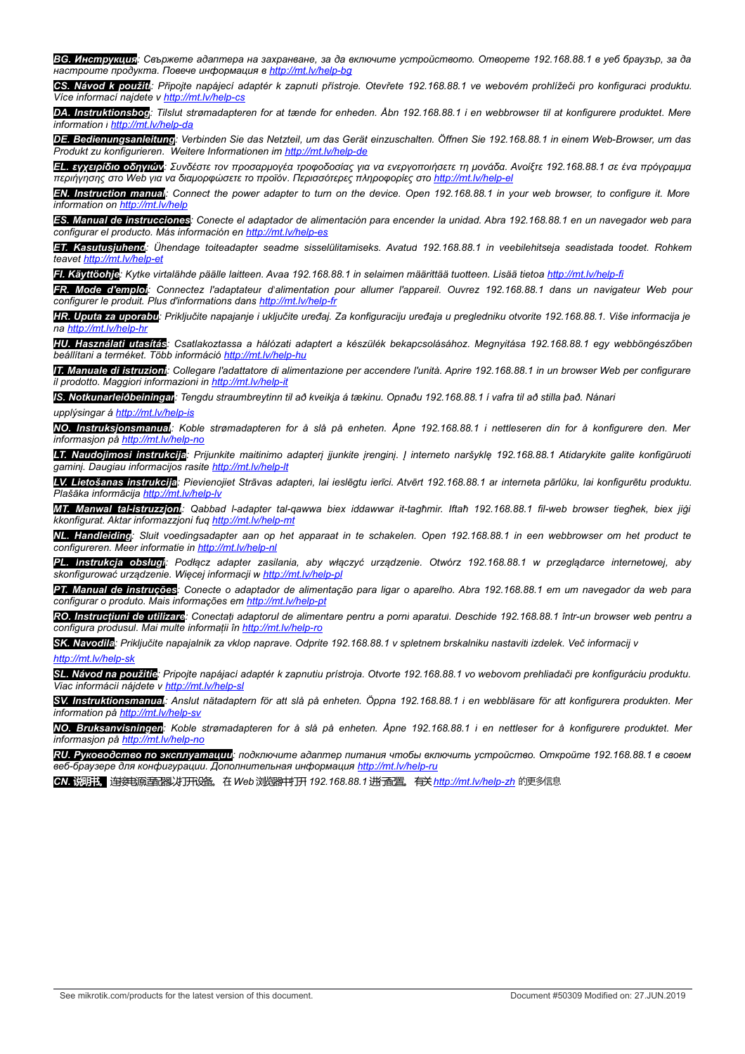***BG. Инструкция***: *Свържете адаптера на захранване, за да включите устройството. Отворете 192.168.88.1 в уеб браузър, за да настроите продукта. Повече информация в [http://mt.lv/help-bg](http://mt.lv/help-bg)*

***CS. Návod k použití***: *Připojte napájecí adaptér k zapnutí přístroje. Otevřete 192.168.88.1 ve webovém prohlížeči pro konfiguraci produktu. Více informací najdete v [http://mt.lv/help-cs](http://mt.lv/help-cs)*

***DA. Instruktionsbog***: *Tilslut strømadapteren for at tænde for enheden. Åbn 192.168.88.1 i en webbrowser til at konfigurere produktet. Mere information i [http://mt.lv/help-da](http://mt.lv/help-da)*

***DE. Bedienungsanleitung***: *Verbinden Sie das Netzteil, um das Gerät einzuschalten. Öffnen Sie 192.168.88.1 in einem Web-Browser, um das Produkt zu konfigurieren. Weitere Informationen im [http://mt.lv/help-de](http://mt.lv/help-de)*

***EL. εγχειρίδιο οδηγιών***: *Συνδέστε τον προσαρμογέα τροφοδοσίας για να ενεργοποιήσετε τη μονάδα. Ανοίξτε 192.168.88.1 σε ένα πρόγραμμα περιήγησης στο Web για να διαμορφώσετε το προϊόν. Περισσότερες πληροφορίες στο [http://mt.lv/help-el](http://mt.lv/help-el)*

***EN. Instruction manual***: *Connect the power adapter to turn on the device. Open 192.168.88.1 in your web browser, to configure it. More information on [http://mt.lv/help](http://mt.lv/help)*

***ES. Manual de instrucciones***: *Conecte el adaptador de alimentación para encender la unidad. Abra 192.168.88.1 en un navegador web para configurar el producto. Más información en [http://mt.lv/help-es](http://mt.lv/help-es)*

***ET. Kasutusjuhend***: *Ühendage toiteadapter seadme sisselülitamiseks. Avatud 192.168.88.1 in veebilehitseja seadistada toodet. Rohkem teavet [http://mt.lv/help-et](http://mt.lv/help-et)*

***FI. Käyttöohje***: *Kytke virtalähde päälle laitteen. Avaa 192.168.88.1 in selaimen määrittää tuotteen. Lisää tietoa [http://mt.lv/help-fi](http://mt.lv/help-fi)*

***FR. Mode d'emploi***: *Connectez l'adaptateur d'alimentation pour allumer l'appareil. Ouvrez 192.168.88.1 dans un navigateur Web pour configurer le produit. Plus d'informations dans [http://mt.lv/help-fr](http://mt.lv/help-fr)*

***HR. Uputa za uporabu***: *Priključite napajanje i uključite uređaj. Za konfiguraciju uređaja u pregledniku otvorite 192.168.88.1. Više informacija je na [http://mt.lv/help-hr](http://mt.lv/help-hr)*

***HU. Használati utasítás***: *Csatlakoztassa a hálózati adaptert a készülék bekapcsolásához. Megnyitása 192.168.88.1 egy webböngészőben beállítani a terméket. Több információ [http://mt.lv/help-hu](http://mt.lv/help-hu)*

***IT. Manuale di istruzioni***: *Collegare l'adattatore di alimentazione per accendere l'unità. Aprire 192.168.88.1 in un browser Web per configurare il prodotto. Maggiori informazioni in [http://mt.lv/help-it](http://mt.lv/help-it)*

***IS. Notkunarleiðbeiningar***: *Tengdu straumbreytinn til að kveikja á tækinu. Opnaðu 192.168.88.1 í vafra til að stilla það. Nánari upplýsingar á [http://mt.lv/help-is](http://mt.lv/help-is)*

***NO. Instruksjonsmanual***: *Koble strømadapteren for å slå på enheten. Åpne 192.168.88.1 i nettleseren din for å konfigurere den. Mer informasjon på [http://mt.lv/help-no](http://mt.lv/help-no)*

***LT. Naudojimosi instrukcija***: *Prijunkite maitinimo adapterį įjunkite įrenginį. Į interneto naršyklę 192.168.88.1 Atidarykite galite konfigūruoti gaminį. Daugiau informacijos rasite [http://mt.lv/help-lt](http://mt.lv/help-lt)*

***LV. Lietošanas instrukcija***: *Pievienojiet Strāvas adapteri, lai ieslēgtu ierīci. Atvērt 192.168.88.1 ar interneta pārlūku, lai konfigurētu produktu. Plašāka informācija [http://mt.lv/help-lv](http://mt.lv/help-lv)*

***MT. Manwal tal-istruzzjoni***: *Qabbad l-adapter tal-qawwa biex iddawwar it-tagħmir. Iftaħ 192.168.88.1 fil-web browser tiegħek, biex jiġi kkonfigurat. Aktar informazzjoni fuq [http://mt.lv/help-mt](http://mt.lv/help-mt)*

***NL. Handleiding***: *Sluit voedingsadapter aan op het apparaat in te schakelen. Open 192.168.88.1 in een webbrowser om het product te configureren. Meer informatie in [http://mt.lv/help-nl](http://mt.lv/help-nl)*

***PL. Instrukcja obsługi***: *Podłącz adapter zasilania, aby włączyć urządzenie. Otwórz 192.168.88.1 w przeglądarce internetowej, aby skonfigurować urządzenie. Więcej informacji w [http://mt.lv/help-pl](http://mt.lv/help-pl)*

***PT. Manual de instruções***: *Conecte o adaptador de alimentação para ligar o aparelho. Abra 192.168.88.1 em um navegador da web para configurar o produto. Mais informações em [http://mt.lv/help-pt](http://mt.lv/help-pt)*

***RO. Instrucțiuni de utilizare***: *Conectați adaptorul de alimentare pentru a porni aparatul. Deschide 192.168.88.1 într-un browser web pentru a configura produsul. Mai multe informații în [http://mt.lv/help-ro](http://mt.lv/help-ro)*

***SK. Navodila***: *Priključite napajalnik za vklop naprave. Odprite 192.168.88.1 v spletnem brskalniku nastaviti izdelek. Več informacij v [http://mt.lv/help-sk](http://mt.lv/help-sk)*

***SL. Návod na použitie***: *Pripojte napájací adaptér k zapnutiu prístroja. Otvorte 192.168.88.1 vo webovom prehliadači pre konfiguráciu produktu. Viac informácií nájdete v [http://mt.lv/help-sl](http://mt.lv/help-sl)*

***SV. Instruktionsmanual***: *Anslut nätadaptern för att slå på enheten. Öppna 192.168.88.1 i en webbläsare för att konfigurera produkten. Mer information på [http://mt.lv/help-sv](http://mt.lv/help-sv)*

***NO. Bruksanvisningen***: *Koble strømadapteren for å slå på enheten. Åpne 192.168.88.1 i en nettleser for å konfigurere produktet. Mer informasjon på [http://mt.lv/help-no](http://mt.lv/help-no)*

***RU. Руководство по эксплуатации***: *подключите адаптер питания чтобы включить устройство. Откройте 192.168.88.1 в своем веб-браузере для конфигурации. Дополнительная информация [http://mt.lv/help-ru](http://mt.lv/help-ru)*

***CN. 说明书***. 连接电源适配器以打开设备。在 *Web* 浏览器中打开 *192.168.88.1* 进行配置。有关 *[http://mt.lv/help-zh](http://mt.lv/help-zh)* 的更多信息

See mikrotik.com/products for the latest version of this document. Document #50309 Modified on: 27.JUN.2019